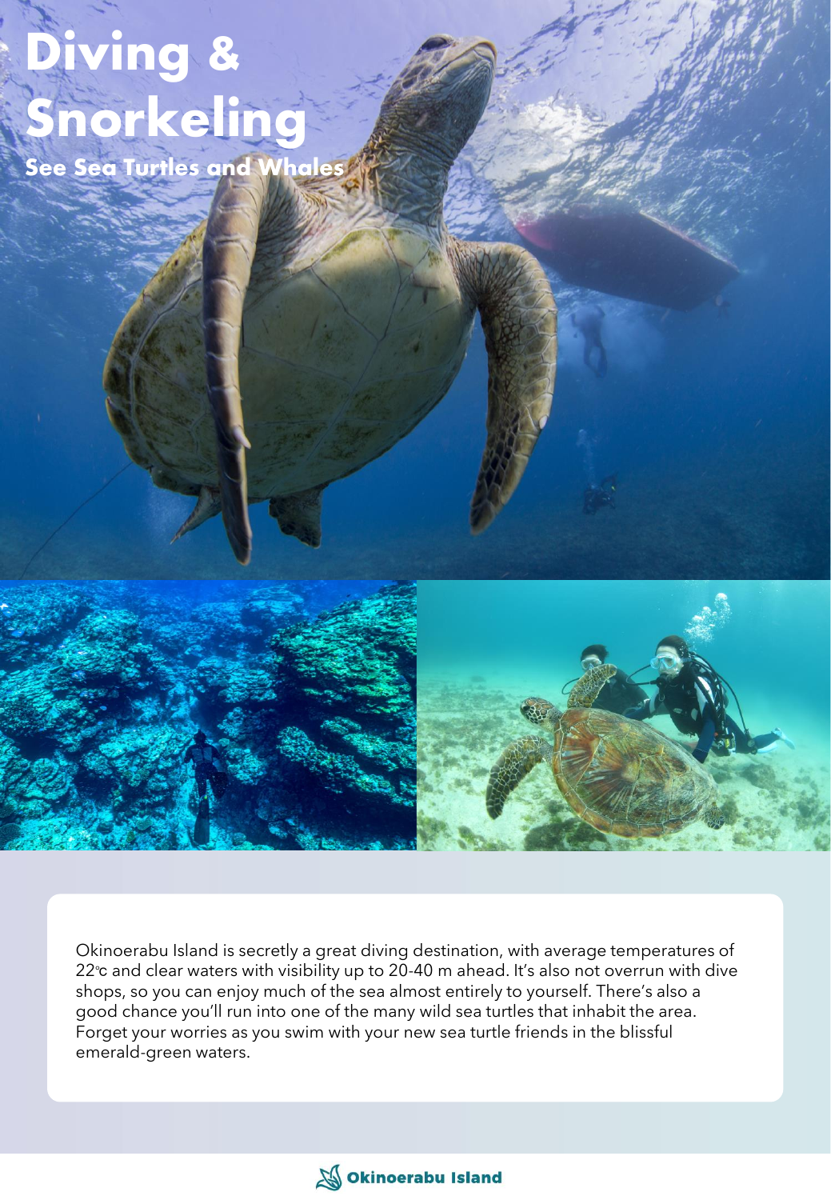# Diving & Snorkeling

## See Sea Turtles and Whales

Okinoerabu Island is secretly a great diving destination, with average temperatures of 22℃ and clear waters with visibility up to 20-40 m ahead. It's also not overrun with dive shops, so you can enjoy much of the sea almost entirely to yourself. There's also a good chance you'll run into one of the many wild sea turtles that inhabit the area. Forget your worries as you swim with your new sea turtle friends in the blissful emerald-green waters.

Okinoerabu Island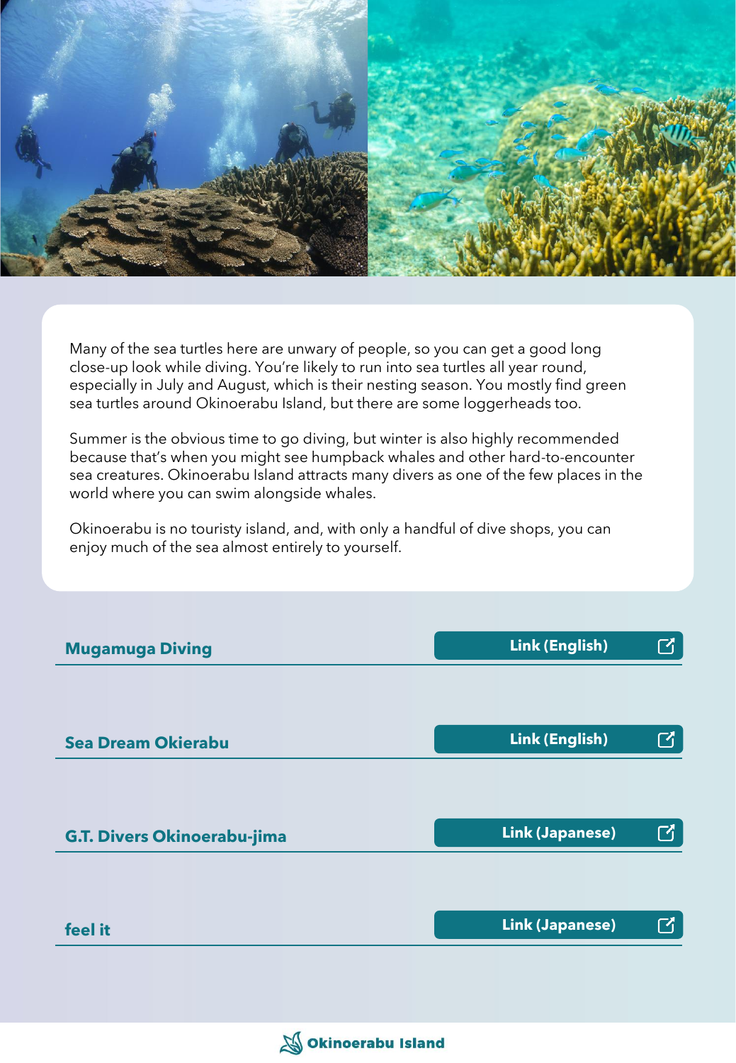Many of the sea turtles here are unwary of people, so you can get a good long close-up look while diving. You're likely to run into sea turtles all year round, especially in July and August, which is their nesting season. You mostly find green sea turtles around Okinoerabu Island, but there are some loggerheads too.

Summer is the obvious time to go diving, but winter is also highly recommended because that's when you might see humpback whales and other hard-to-encounter sea creatures. Okinoerabu Island attracts many divers as one of the few places in the world where you can swim alongside whales.

Okinoerabu is no touristy island, and, with only a handful of dive shops, you can enjoy much of the sea almost entirely to yourself.

**Mugamuga Diving** — Link (English)

**Sea Dream Okierabu** — Link (English)

**G.T. Divers Okinoerabu-jima** — Link (Japanese)

**feel it** — Link (Japanese)

Okinoerabu Island